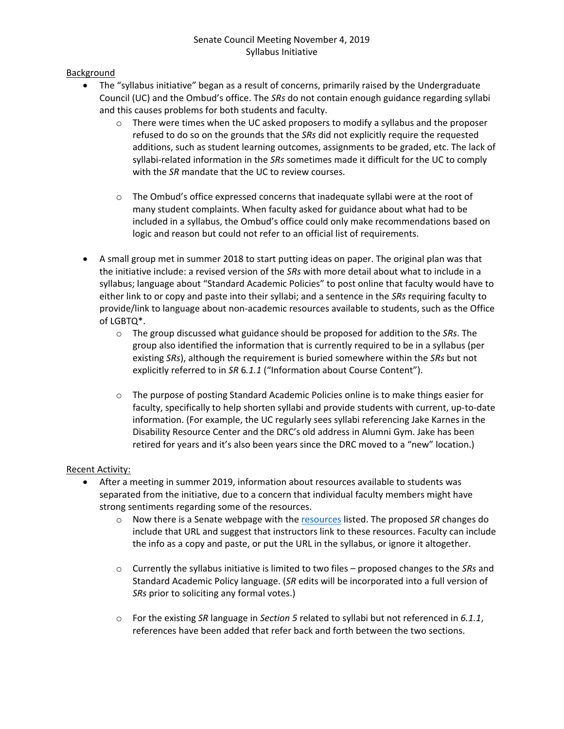Senate Council Meeting November 4, 2019
Syllabus Initiative

Background

- The "syllabus initiative" began as a result of concerns, primarily raised by the Undergraduate Council (UC) and the Ombud's office. The *SRs* do not contain enough guidance regarding syllabi and this causes problems for both students and faculty.
  - There were times when the UC asked proposers to modify a syllabus and the proposer refused to do so on the grounds that the *SRs* did not explicitly require the requested additions, such as student learning outcomes, assignments to be graded, etc. The lack of syllabi-related information in the *SRs* sometimes made it difficult for the UC to comply with the *SR* mandate that the UC to review courses.
  - The Ombud's office expressed concerns that inadequate syllabi were at the root of many student complaints. When faculty asked for guidance about what had to be included in a syllabus, the Ombud's office could only make recommendations based on logic and reason but could not refer to an official list of requirements.
- A small group met in summer 2018 to start putting ideas on paper. The original plan was that the initiative include: a revised version of the *SRs* with more detail about what to include in a syllabus; language about "Standard Academic Policies" to post online that faculty would have to either link to or copy and paste into their syllabi; and a sentence in the *SRs* requiring faculty to provide/link to language about non-academic resources available to students, such as the Office of LGBTQ*.
  - The group discussed what guidance should be proposed for addition to the *SRs*. The group also identified the information that is currently required to be in a syllabus (per existing *SRs*), although the requirement is buried somewhere within the *SRs* but not explicitly referred to in *SR* 6*.1.1* ("Information about Course Content").
  - The purpose of posting Standard Academic Policies online is to make things easier for faculty, specifically to help shorten syllabi and provide students with current, up-to-date information. (For example, the UC regularly sees syllabi referencing Jake Karnes in the Disability Resource Center and the DRC's old address in Alumni Gym. Jake has been retired for years and it's also been years since the DRC moved to a "new" location.)

Recent Activity:

- After a meeting in summer 2019, information about resources available to students was separated from the initiative, due to a concern that individual faculty members might have strong sentiments regarding some of the resources.
  - Now there is a Senate webpage with the resources listed. The proposed *SR* changes do include that URL and suggest that instructors link to these resources. Faculty can include the info as a copy and paste, or put the URL in the syllabus, or ignore it altogether.
  - Currently the syllabus initiative is limited to two files – proposed changes to the *SRs* and Standard Academic Policy language. (*SR* edits will be incorporated into a full version of *SRs* prior to soliciting any formal votes.)
  - For the existing *SR* language in *Section 5* related to syllabi but not referenced in *6.1.1*, references have been added that refer back and forth between the two sections.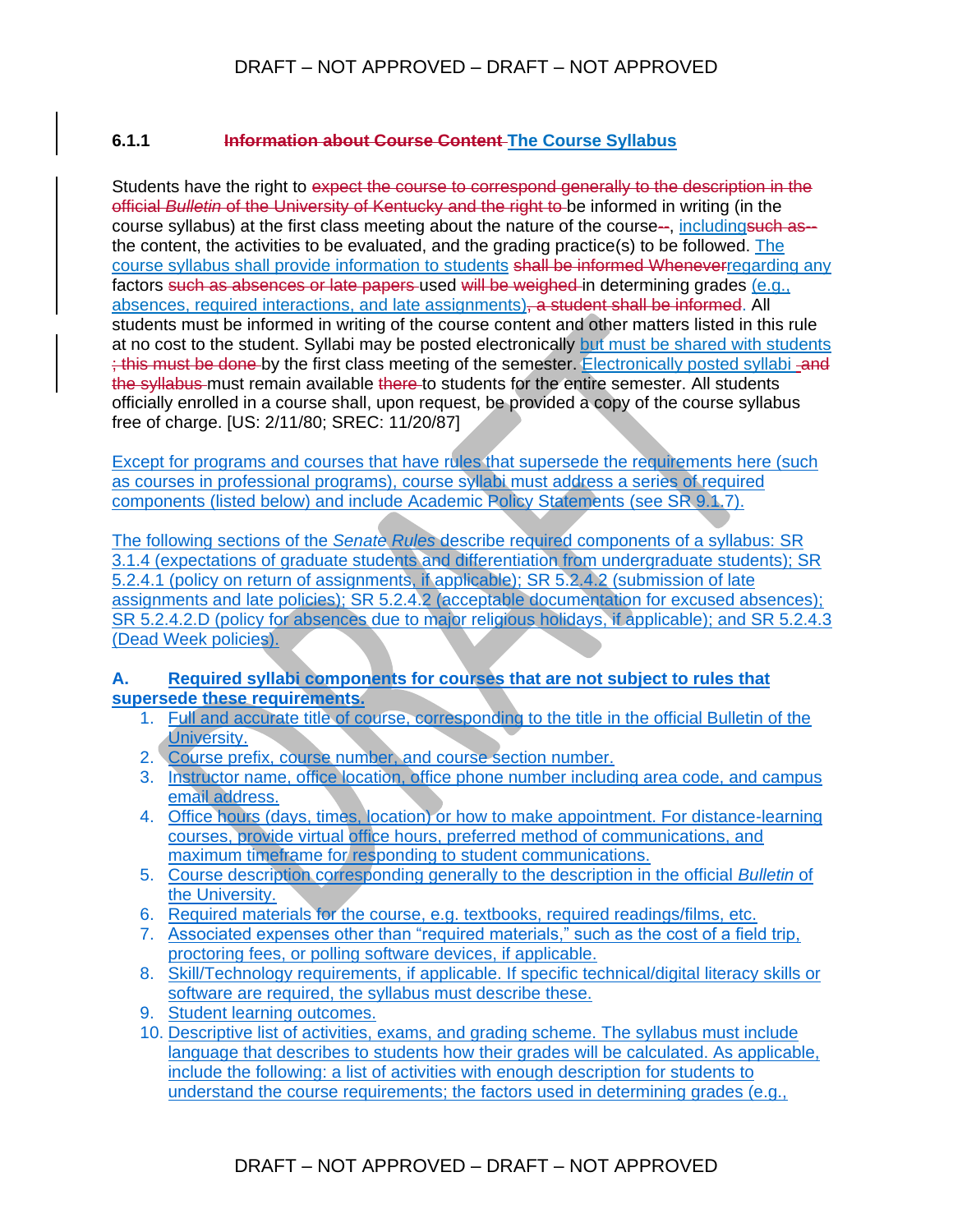### 6.1.1 ~~Information about Course Content~~ The Course Syllabus

Students have the right to ~~expect the course to correspond generally to the description in the official *Bulletin* of the University of Kentucky and the right to~~ be informed in writing (in the course syllabus) at the first class meeting about the nature of the course~~--~~, including~~such as--~~ the content, the activities to be evaluated, and the grading practice(s) to be followed. The course syllabus shall provide information to students ~~shall be informed Whenever~~regarding any factors ~~such as absences or late papers~~ used ~~will be weighed~~ in determining grades (e.g., absences, required interactions, and late assignments)~~, a student shall be informed~~. All students must be informed in writing of the course content and other matters listed in this rule at no cost to the student. Syllabi may be posted electronically but must be shared with students ~~; this must be done~~ by the first class meeting of the semester. Electronically posted syllabi ~~and the syllabus~~ must remain available ~~there~~ to students for the entire semester. All students officially enrolled in a course shall, upon request, be provided a copy of the course syllabus free of charge. [US: 2/11/80; SREC: 11/20/87]

Except for programs and courses that have rules that supersede the requirements here (such as courses in professional programs), course syllabi must address a series of required components (listed below) and include Academic Policy Statements (see SR 9.1.7).

The following sections of the *Senate Rules* describe required components of a syllabus: SR 3.1.4 (expectations of graduate students and differentiation from undergraduate students); SR 5.2.4.1 (policy on return of assignments, if applicable); SR 5.2.4.2 (submission of late assignments and late policies); SR 5.2.4.2 (acceptable documentation for excused absences); SR 5.2.4.2.D (policy for absences due to major religious holidays, if applicable); and SR 5.2.4.3 (Dead Week policies).

**A. Required syllabi components for courses that are not subject to rules that supersede these requirements.**

1. Full and accurate title of course, corresponding to the title in the official Bulletin of the University.
2. Course prefix, course number, and course section number.
3. Instructor name, office location, office phone number including area code, and campus email address.
4. Office hours (days, times, location) or how to make appointment. For distance-learning courses, provide virtual office hours, preferred method of communications, and maximum timeframe for responding to student communications.
5. Course description corresponding generally to the description in the official *Bulletin* of the University.
6. Required materials for the course, e.g. textbooks, required readings/films, etc.
7. Associated expenses other than "required materials," such as the cost of a field trip, proctoring fees, or polling software devices, if applicable.
8. Skill/Technology requirements, if applicable. If specific technical/digital literacy skills or software are required, the syllabus must describe these.
9. Student learning outcomes.
10. Descriptive list of activities, exams, and grading scheme. The syllabus must include language that describes to students how their grades will be calculated. As applicable, include the following: a list of activities with enough description for students to understand the course requirements; the factors used in determining grades (e.g.,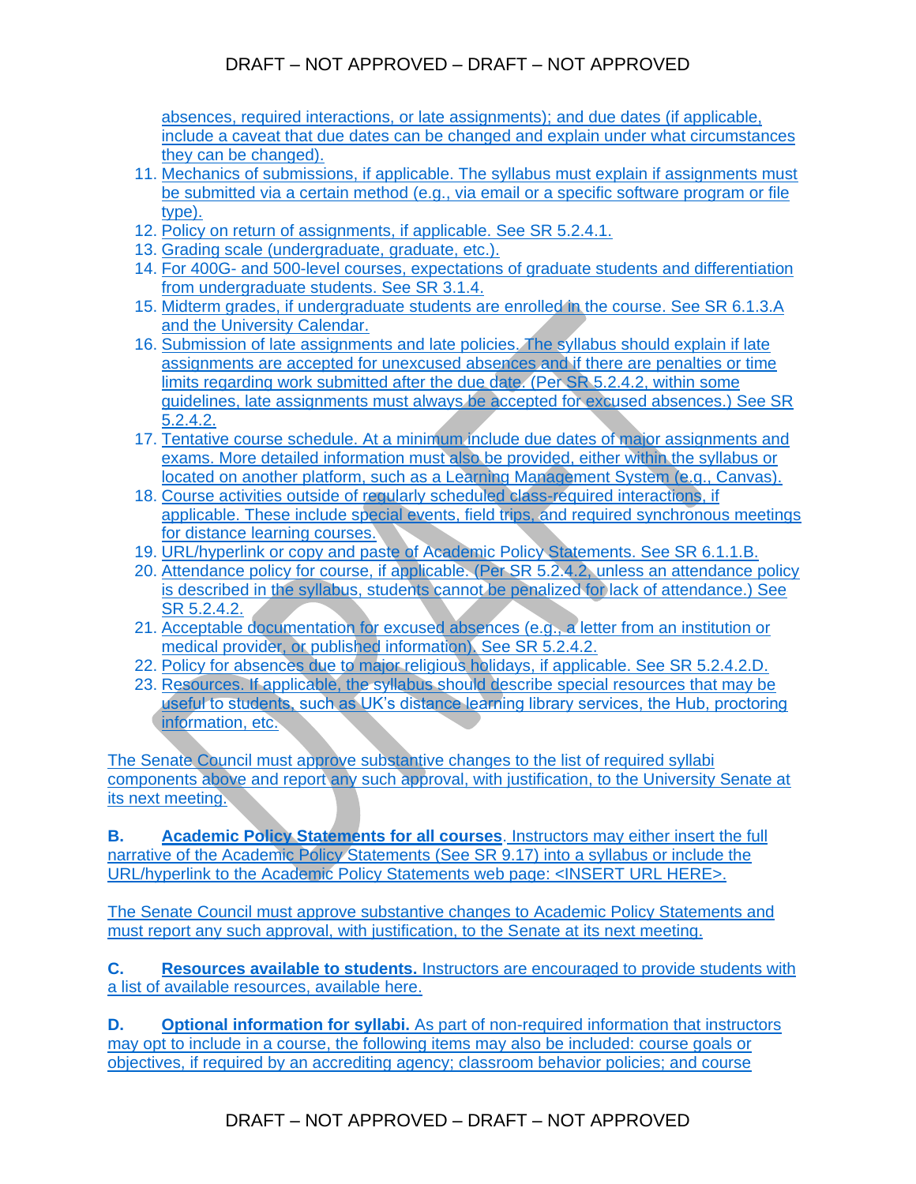absences, required interactions, or late assignments); and due dates (if applicable, include a caveat that due dates can be changed and explain under what circumstances they can be changed).

11. Mechanics of submissions, if applicable. The syllabus must explain if assignments must be submitted via a certain method (e.g., via email or a specific software program or file type).
12. Policy on return of assignments, if applicable. See SR 5.2.4.1.
13. Grading scale (undergraduate, graduate, etc.).
14. For 400G- and 500-level courses, expectations of graduate students and differentiation from undergraduate students. See SR 3.1.4.
15. Midterm grades, if undergraduate students are enrolled in the course. See SR 6.1.3.A and the University Calendar.
16. Submission of late assignments and late policies. The syllabus should explain if late assignments are accepted for unexcused absences and if there are penalties or time limits regarding work submitted after the due date. (Per SR 5.2.4.2, within some guidelines, late assignments must always be accepted for excused absences.) See SR 5.2.4.2.
17. Tentative course schedule. At a minimum include due dates of major assignments and exams. More detailed information must also be provided, either within the syllabus or located on another platform, such as a Learning Management System (e.g., Canvas).
18. Course activities outside of regularly scheduled class-required interactions, if applicable. These include special events, field trips, and required synchronous meetings for distance learning courses.
19. URL/hyperlink or copy and paste of Academic Policy Statements. See SR 6.1.1.B.
20. Attendance policy for course, if applicable. (Per SR 5.2.4.2, unless an attendance policy is described in the syllabus, students cannot be penalized for lack of attendance.) See SR 5.2.4.2.
21. Acceptable documentation for excused absences (e.g., a letter from an institution or medical provider, or published information). See SR 5.2.4.2.
22. Policy for absences due to major religious holidays, if applicable. See SR 5.2.4.2.D.
23. Resources. If applicable, the syllabus should describe special resources that may be useful to students, such as UK's distance learning library services, the Hub, proctoring information, etc.

The Senate Council must approve substantive changes to the list of required syllabi components above and report any such approval, with justification, to the University Senate at its next meeting.

**B. Academic Policy Statements for all courses**. Instructors may either insert the full narrative of the Academic Policy Statements (See SR 9.17) into a syllabus or include the URL/hyperlink to the Academic Policy Statements web page: <INSERT URL HERE>.

The Senate Council must approve substantive changes to Academic Policy Statements and must report any such approval, with justification, to the Senate at its next meeting.

**C. Resources available to students.** Instructors are encouraged to provide students with a list of available resources, available here.

**D. Optional information for syllabi.** As part of non-required information that instructors may opt to include in a course, the following items may also be included: course goals or objectives, if required by an accrediting agency; classroom behavior policies; and course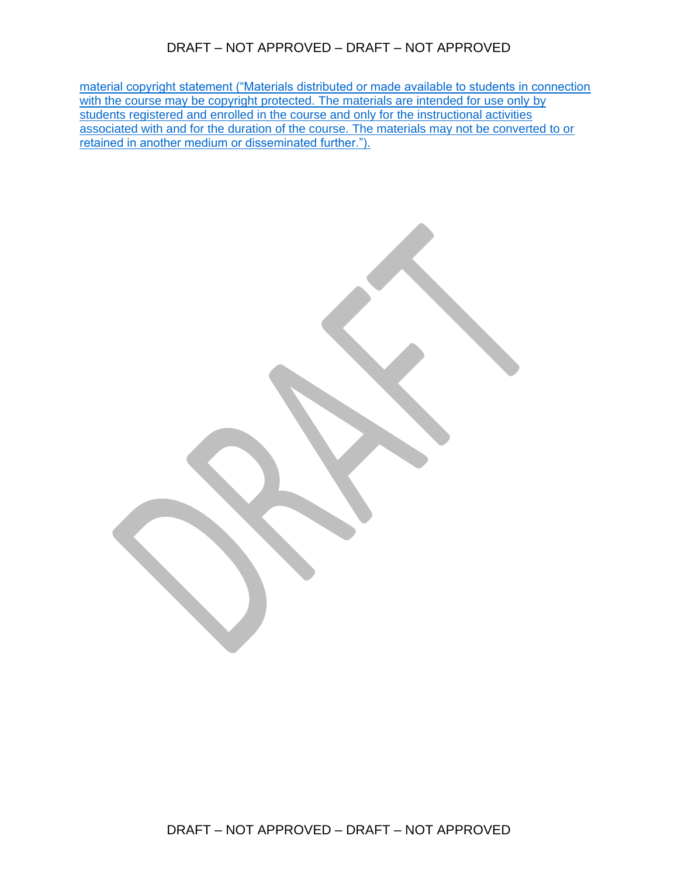material copyright statement ("Materials distributed or made available to students in connection with the course may be copyright protected. The materials are intended for use only by students registered and enrolled in the course and only for the instructional activities associated with and for the duration of the course. The materials may not be converted to or retained in another medium or disseminated further.").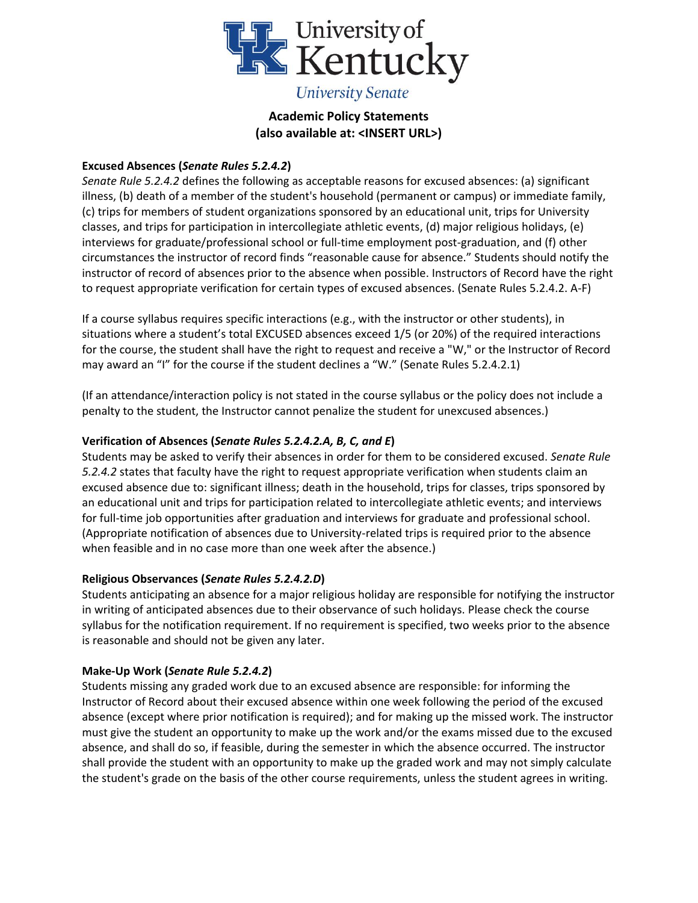University of Kentucky

University Senate

## Academic Policy Statements
## (also available at: <INSERT URL>)

**Excused Absences (*Senate Rules 5.2.4.2*)**

*Senate Rule 5.2.4.2* defines the following as acceptable reasons for excused absences: (a) significant illness, (b) death of a member of the student's household (permanent or campus) or immediate family, (c) trips for members of student organizations sponsored by an educational unit, trips for University classes, and trips for participation in intercollegiate athletic events, (d) major religious holidays, (e) interviews for graduate/professional school or full-time employment post-graduation, and (f) other circumstances the instructor of record finds "reasonable cause for absence." Students should notify the instructor of record of absences prior to the absence when possible. Instructors of Record have the right to request appropriate verification for certain types of excused absences. (Senate Rules 5.2.4.2. A-F)

If a course syllabus requires specific interactions (e.g., with the instructor or other students), in situations where a student's total EXCUSED absences exceed 1/5 (or 20%) of the required interactions for the course, the student shall have the right to request and receive a "W," or the Instructor of Record may award an "I" for the course if the student declines a "W." (Senate Rules 5.2.4.2.1)

(If an attendance/interaction policy is not stated in the course syllabus or the policy does not include a penalty to the student, the Instructor cannot penalize the student for unexcused absences.)

**Verification of Absences (*Senate Rules 5.2.4.2.A, B, C, and E*)**

Students may be asked to verify their absences in order for them to be considered excused. *Senate Rule 5.2.4.2* states that faculty have the right to request appropriate verification when students claim an excused absence due to: significant illness; death in the household, trips for classes, trips sponsored by an educational unit and trips for participation related to intercollegiate athletic events; and interviews for full-time job opportunities after graduation and interviews for graduate and professional school. (Appropriate notification of absences due to University-related trips is required prior to the absence when feasible and in no case more than one week after the absence.)

**Religious Observances (*Senate Rules 5.2.4.2.D*)**

Students anticipating an absence for a major religious holiday are responsible for notifying the instructor in writing of anticipated absences due to their observance of such holidays. Please check the course syllabus for the notification requirement. If no requirement is specified, two weeks prior to the absence is reasonable and should not be given any later.

**Make-Up Work (*Senate Rule 5.2.4.2*)**

Students missing any graded work due to an excused absence are responsible: for informing the Instructor of Record about their excused absence within one week following the period of the excused absence (except where prior notification is required); and for making up the missed work. The instructor must give the student an opportunity to make up the work and/or the exams missed due to the excused absence, and shall do so, if feasible, during the semester in which the absence occurred. The instructor shall provide the student with an opportunity to make up the graded work and may not simply calculate the student's grade on the basis of the other course requirements, unless the student agrees in writing.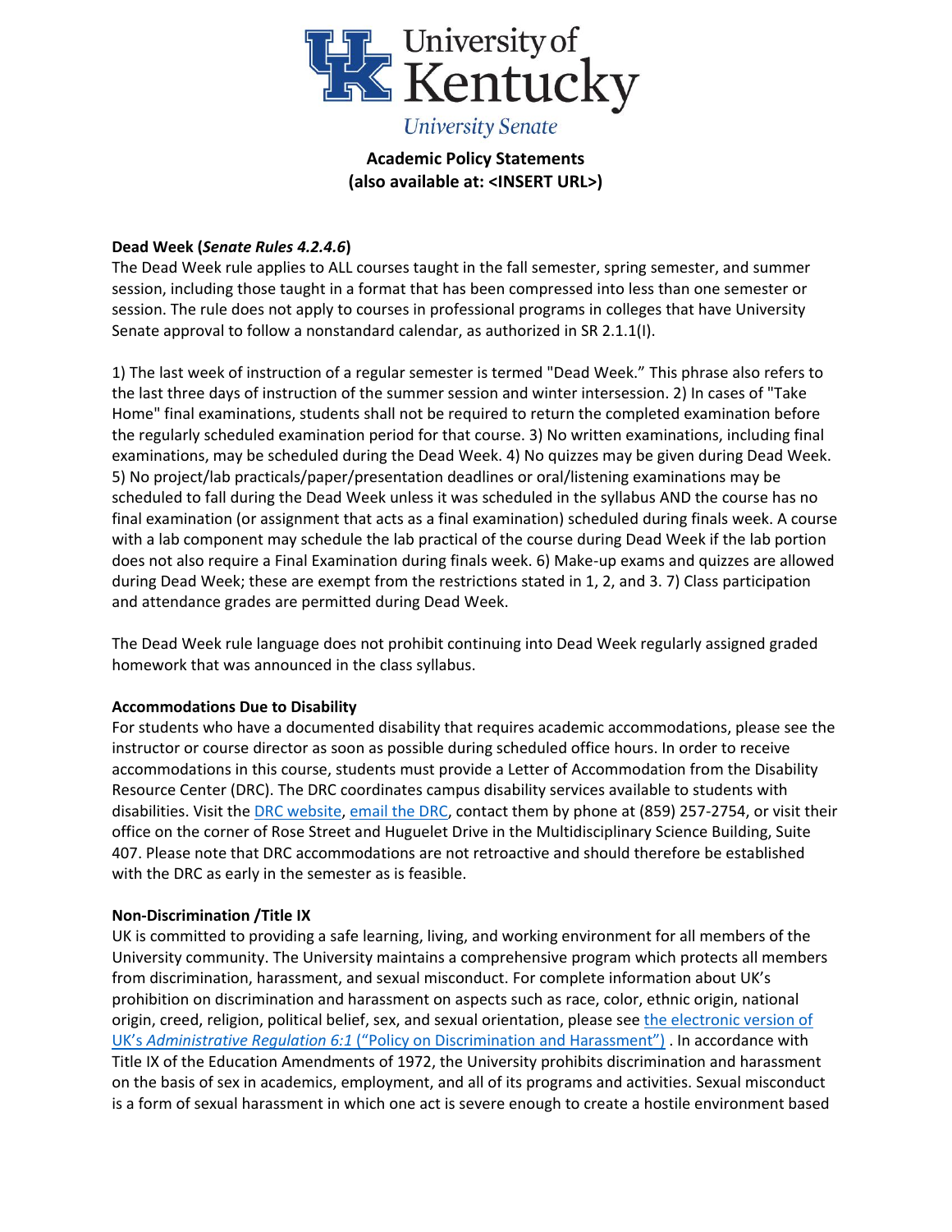University of Kentucky

*University Senate*

**Academic Policy Statements**
**(also available at: <INSERT URL>)**

**Dead Week (*Senate Rules 4.2.4.6*)**

The Dead Week rule applies to ALL courses taught in the fall semester, spring semester, and summer session, including those taught in a format that has been compressed into less than one semester or session. The rule does not apply to courses in professional programs in colleges that have University Senate approval to follow a nonstandard calendar, as authorized in SR 2.1.1(I).

1) The last week of instruction of a regular semester is termed "Dead Week." This phrase also refers to the last three days of instruction of the summer session and winter intersession. 2) In cases of "Take Home" final examinations, students shall not be required to return the completed examination before the regularly scheduled examination period for that course. 3) No written examinations, including final examinations, may be scheduled during the Dead Week. 4) No quizzes may be given during Dead Week. 5) No project/lab practicals/paper/presentation deadlines or oral/listening examinations may be scheduled to fall during the Dead Week unless it was scheduled in the syllabus AND the course has no final examination (or assignment that acts as a final examination) scheduled during finals week. A course with a lab component may schedule the lab practical of the course during Dead Week if the lab portion does not also require a Final Examination during finals week. 6) Make-up exams and quizzes are allowed during Dead Week; these are exempt from the restrictions stated in 1, 2, and 3. 7) Class participation and attendance grades are permitted during Dead Week.

The Dead Week rule language does not prohibit continuing into Dead Week regularly assigned graded homework that was announced in the class syllabus.

**Accommodations Due to Disability**

For students who have a documented disability that requires academic accommodations, please see the instructor or course director as soon as possible during scheduled office hours. In order to receive accommodations in this course, students must provide a Letter of Accommodation from the Disability Resource Center (DRC). The DRC coordinates campus disability services available to students with disabilities. Visit the DRC website, email the DRC, contact them by phone at (859) 257-2754, or visit their office on the corner of Rose Street and Huguelet Drive in the Multidisciplinary Science Building, Suite 407. Please note that DRC accommodations are not retroactive and should therefore be established with the DRC as early in the semester as is feasible.

**Non-Discrimination /Title IX**

UK is committed to providing a safe learning, living, and working environment for all members of the University community. The University maintains a comprehensive program which protects all members from discrimination, harassment, and sexual misconduct. For complete information about UK's prohibition on discrimination and harassment on aspects such as race, color, ethnic origin, national origin, creed, religion, political belief, sex, and sexual orientation, please see the electronic version of UK's *Administrative Regulation 6:1* ("Policy on Discrimination and Harassment") . In accordance with Title IX of the Education Amendments of 1972, the University prohibits discrimination and harassment on the basis of sex in academics, employment, and all of its programs and activities. Sexual misconduct is a form of sexual harassment in which one act is severe enough to create a hostile environment based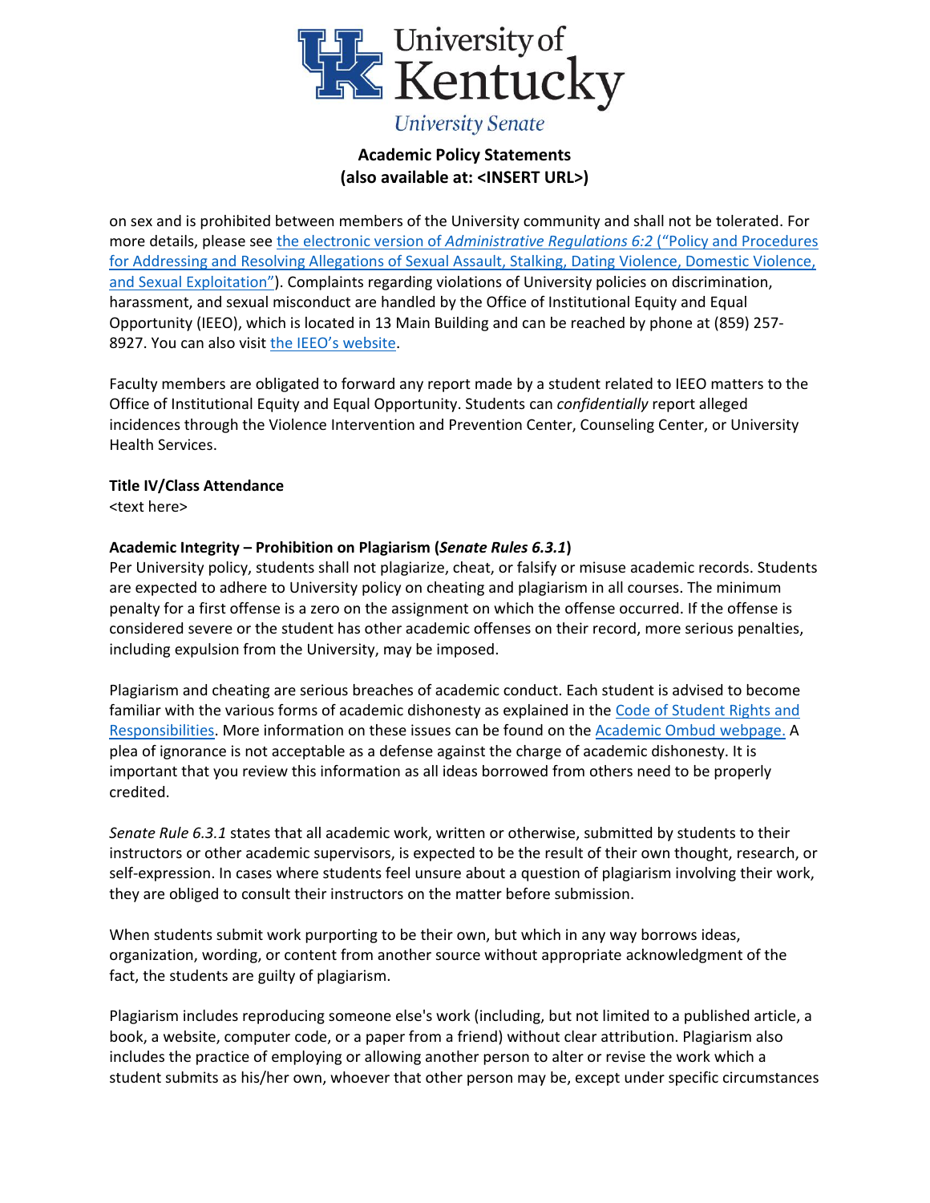on sex and is prohibited between members of the University community and shall not be tolerated. For more details, please see [the electronic version of *Administrative Regulations 6:2* ("Policy and Procedures for Addressing and Resolving Allegations of Sexual Assault, Stalking, Dating Violence, Domestic Violence, and Sexual Exploitation")]. Complaints regarding violations of University policies on discrimination, harassment, and sexual misconduct are handled by the Office of Institutional Equity and Equal Opportunity (IEEO), which is located in 13 Main Building and can be reached by phone at (859) 257-8927. You can also visit [the IEEO's website].

Faculty members are obligated to forward any report made by a student related to IEEO matters to the Office of Institutional Equity and Equal Opportunity. Students can *confidentially* report alleged incidences through the Violence Intervention and Prevention Center, Counseling Center, or University Health Services.

**Title IV/Class Attendance**
<text here>

**Academic Integrity – Prohibition on Plagiarism (*Senate Rules 6.3.1*)**
Per University policy, students shall not plagiarize, cheat, or falsify or misuse academic records. Students are expected to adhere to University policy on cheating and plagiarism in all courses. The minimum penalty for a first offense is a zero on the assignment on which the offense occurred. If the offense is considered severe or the student has other academic offenses on their record, more serious penalties, including expulsion from the University, may be imposed.

Plagiarism and cheating are serious breaches of academic conduct. Each student is advised to become familiar with the various forms of academic dishonesty as explained in the [Code of Student Rights and Responsibilities]. More information on these issues can be found on the [Academic Ombud webpage.] A plea of ignorance is not acceptable as a defense against the charge of academic dishonesty. It is important that you review this information as all ideas borrowed from others need to be properly credited.

*Senate Rule 6.3.1* states that all academic work, written or otherwise, submitted by students to their instructors or other academic supervisors, is expected to be the result of their own thought, research, or self-expression. In cases where students feel unsure about a question of plagiarism involving their work, they are obliged to consult their instructors on the matter before submission.

When students submit work purporting to be their own, but which in any way borrows ideas, organization, wording, or content from another source without appropriate acknowledgment of the fact, the students are guilty of plagiarism.

Plagiarism includes reproducing someone else's work (including, but not limited to a published article, a book, a website, computer code, or a paper from a friend) without clear attribution. Plagiarism also includes the practice of employing or allowing another person to alter or revise the work which a student submits as his/her own, whoever that other person may be, except under specific circumstances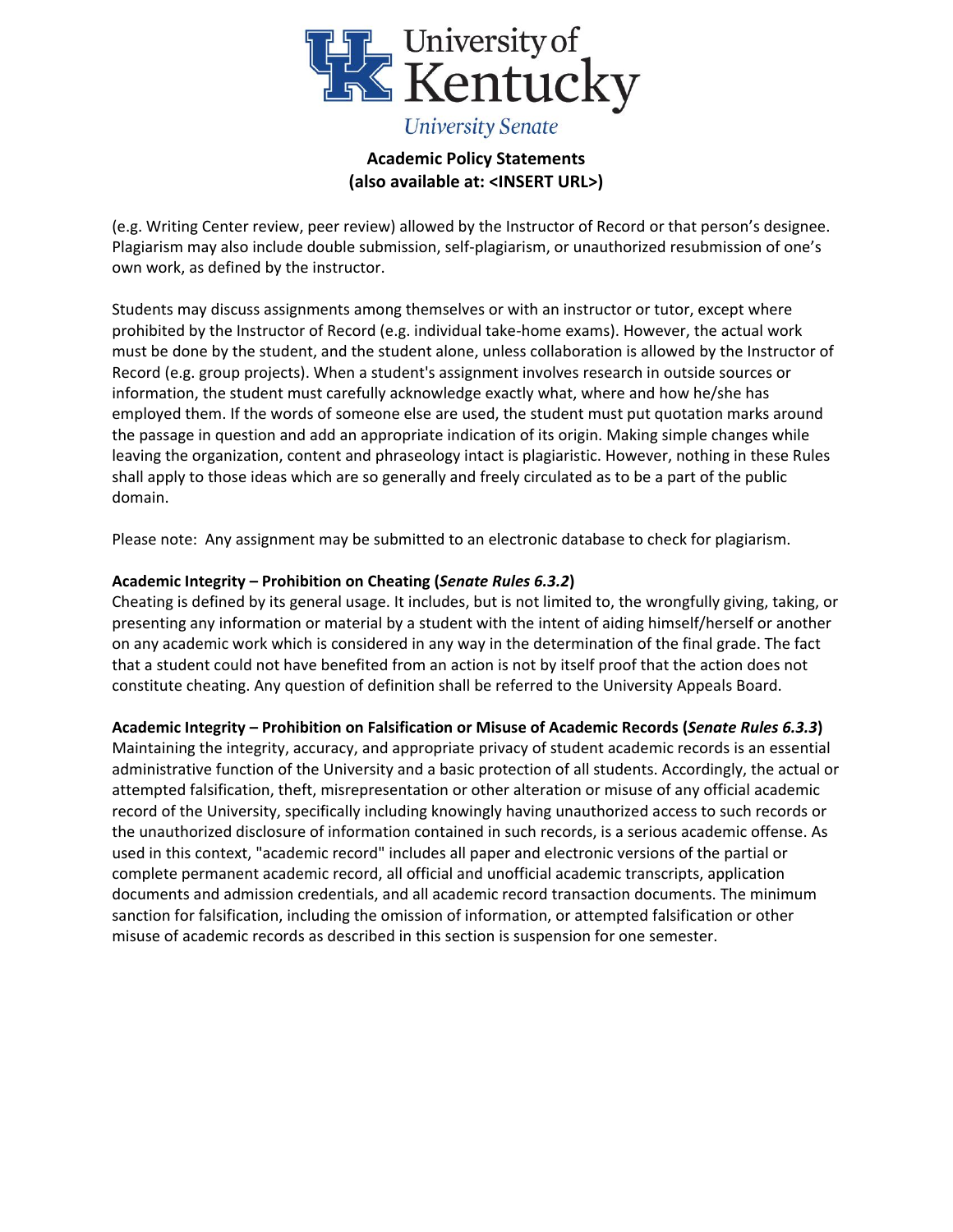(e.g. Writing Center review, peer review) allowed by the Instructor of Record or that person's designee. Plagiarism may also include double submission, self-plagiarism, or unauthorized resubmission of one's own work, as defined by the instructor.

Students may discuss assignments among themselves or with an instructor or tutor, except where prohibited by the Instructor of Record (e.g. individual take-home exams). However, the actual work must be done by the student, and the student alone, unless collaboration is allowed by the Instructor of Record (e.g. group projects). When a student's assignment involves research in outside sources or information, the student must carefully acknowledge exactly what, where and how he/she has employed them. If the words of someone else are used, the student must put quotation marks around the passage in question and add an appropriate indication of its origin. Making simple changes while leaving the organization, content and phraseology intact is plagiaristic. However, nothing in these Rules shall apply to those ideas which are so generally and freely circulated as to be a part of the public domain.

Please note: Any assignment may be submitted to an electronic database to check for plagiarism.

**Academic Integrity – Prohibition on Cheating (*Senate Rules 6.3.2*)**
Cheating is defined by its general usage. It includes, but is not limited to, the wrongfully giving, taking, or presenting any information or material by a student with the intent of aiding himself/herself or another on any academic work which is considered in any way in the determination of the final grade. The fact that a student could not have benefited from an action is not by itself proof that the action does not constitute cheating. Any question of definition shall be referred to the University Appeals Board.

**Academic Integrity – Prohibition on Falsification or Misuse of Academic Records (*Senate Rules 6.3.3*)**
Maintaining the integrity, accuracy, and appropriate privacy of student academic records is an essential administrative function of the University and a basic protection of all students. Accordingly, the actual or attempted falsification, theft, misrepresentation or other alteration or misuse of any official academic record of the University, specifically including knowingly having unauthorized access to such records or the unauthorized disclosure of information contained in such records, is a serious academic offense. As used in this context, "academic record" includes all paper and electronic versions of the partial or complete permanent academic record, all official and unofficial academic transcripts, application documents and admission credentials, and all academic record transaction documents. The minimum sanction for falsification, including the omission of information, or attempted falsification or other misuse of academic records as described in this section is suspension for one semester.